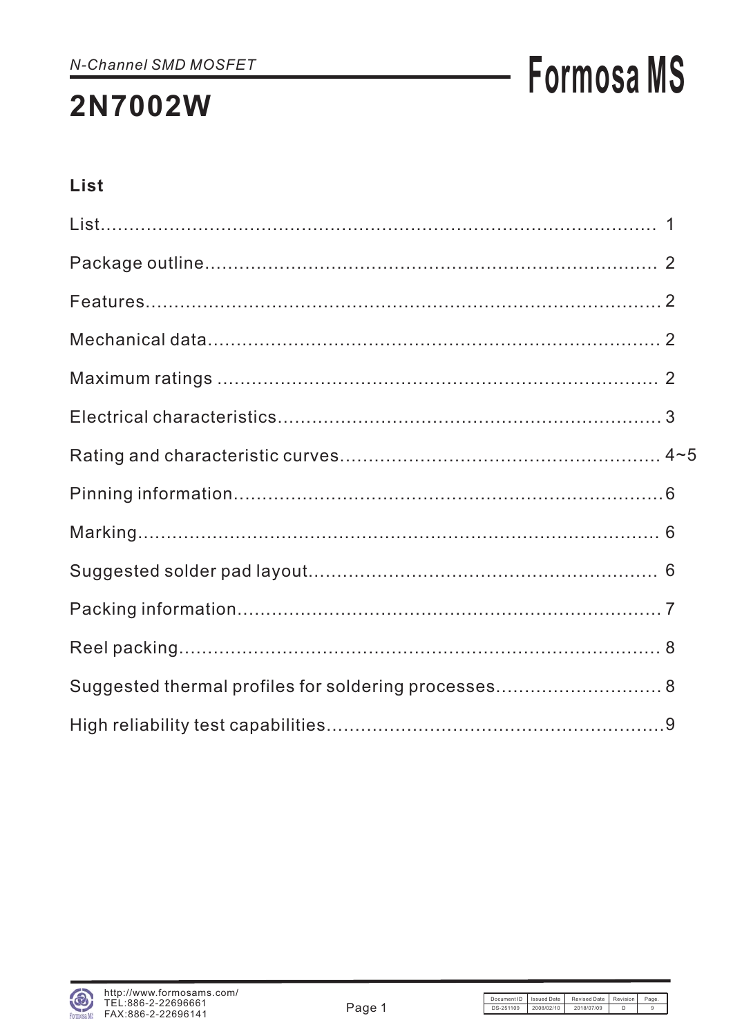*N-Channel SMD MOSFET*

# 2N7002W

**Formosa MS**

## List

List........................................................................................ 1

Package outline.............................................................................. 2

Features..................................................................................... 2

Mechanical data.............................................................................. 2

Maximum ratings ............................................................................. 2

Electrical characteristics................................................................... 3

Rating and characteristic curves............................................................ 4~5

Pinning information.......................................................................... 6

Marking...................................................................................... 6

Suggested solder pad layout.................................................................. 6

Packing information.......................................................................... 7

Reel packing................................................................................. 8

Suggested thermal profiles for soldering processes........................................... 8

High reliability test capabilities........................................................... 9

http://www.formosams.com/
TEL:886-2-22696661
FAX:886-2-22696141

| Document ID | Issued Date | Revised Date | Revision | Page. |
| --- | --- | --- | --- | --- |
| DS-251109 | 2008/02/10 | 2018/07/09 | D | 9 |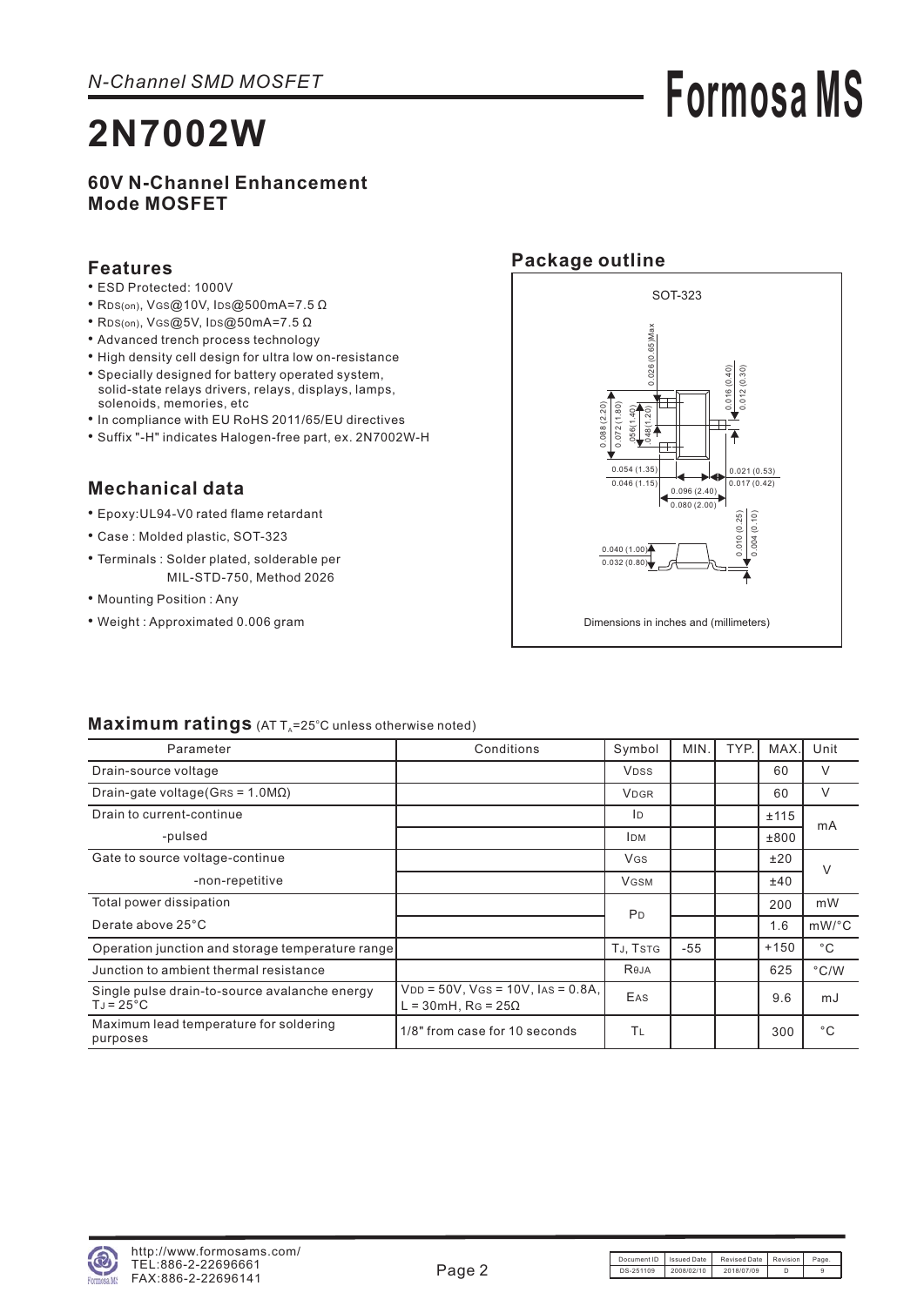*N-Channel SMD MOSFET*

# 2N7002W

**60V N-Channel Enhancement Mode MOSFET**

## Features

- ESD Protected: 1000V
- $R_{DS(on)}$, $V_{GS}$@10V, $I_{DS}$@500mA=7.5 Ω
- $R_{DS(on)}$, $V_{GS}$@5V, $I_{DS}$@50mA=7.5 Ω
- Advanced trench process technology
- High density cell design for ultra low on-resistance
- Specially designed for battery operated system, solid-state relays drivers, relays, displays, lamps, solenoids, memories, etc
- In compliance with EU RoHS 2011/65/EU directives
- Suffix "-H" indicates Halogen-free part, ex. 2N7002W-H

## Mechanical data

- Epoxy:UL94-V0 rated flame retardant
- Case : Molded plastic, SOT-323
- Terminals : Solder plated, solderable per MIL-STD-750, Method 2026
- Mounting Position : Any
- Weight : Approximated 0.006 gram

## Package outline

SOT-323

0.026 (0.65) Max; 0.016 (0.40); 0.012 (0.30); 0.088 (2.20); 0.072 (1.80); .056 (1.40); .048 (1.20); 0.054 (1.35); 0.046 (1.15); 0.021 (0.53); 0.017 (0.42); 0.096 (2.40); 0.080 (2.00); 0.010 (0.25); 0.004 (0.10); 0.040 (1.00); 0.032 (0.80)

Dimensions in inches and (millimeters)

## Maximum ratings (AT $T_A$=25°C unless otherwise noted)

| Parameter | Conditions | Symbol | MIN. | TYP. | MAX. | Unit |
|---|---|---|---|---|---|---|
| Drain-source voltage | | $V_{DSS}$ | | | 60 | V |
| Drain-gate voltage($G_{RS}$ = 1.0MΩ) | | $V_{DGR}$ | | | 60 | V |
| Drain to current-continue | | $I_D$ | | | ±115 | mA |
| -pulsed | | $I_{DM}$ | | | ±800 | mA |
| Gate to source voltage-continue | | $V_{GS}$ | | | ±20 | V |
| -non-repetitive | | $V_{GSM}$ | | | ±40 | V |
| Total power dissipation | | $P_D$ | | | 200 | mW |
| Derate above 25°C | | $P_D$ | | | 1.6 | mW/°C |
| Operation junction and storage temperature range | | $T_J$, $T_{STG}$ | -55 | | +150 | °C |
| Junction to ambient thermal resistance | | $R_{θJA}$ | | | 625 | °C/W |
| Single pulse drain-to-source avalanche energy $T_J$ = 25°C | $V_{DD}$ = 50V, $V_{GS}$ = 10V, $I_{AS}$ = 0.8A, L = 30mH, $R_G$ = 25Ω | $E_{AS}$ | | | 9.6 | mJ |
| Maximum lead temperature for soldering purposes | 1/8" from case for 10 seconds | $T_L$ | | | 300 | °C |

http://www.formosams.com/
TEL:886-2-22696661
FAX:886-2-22696141

| Document ID | Issued Date | Revised Date | Revision | Page. |
|---|---|---|---|---|
| DS-251109 | 2008/02/10 | 2018/07/09 | D | 9 |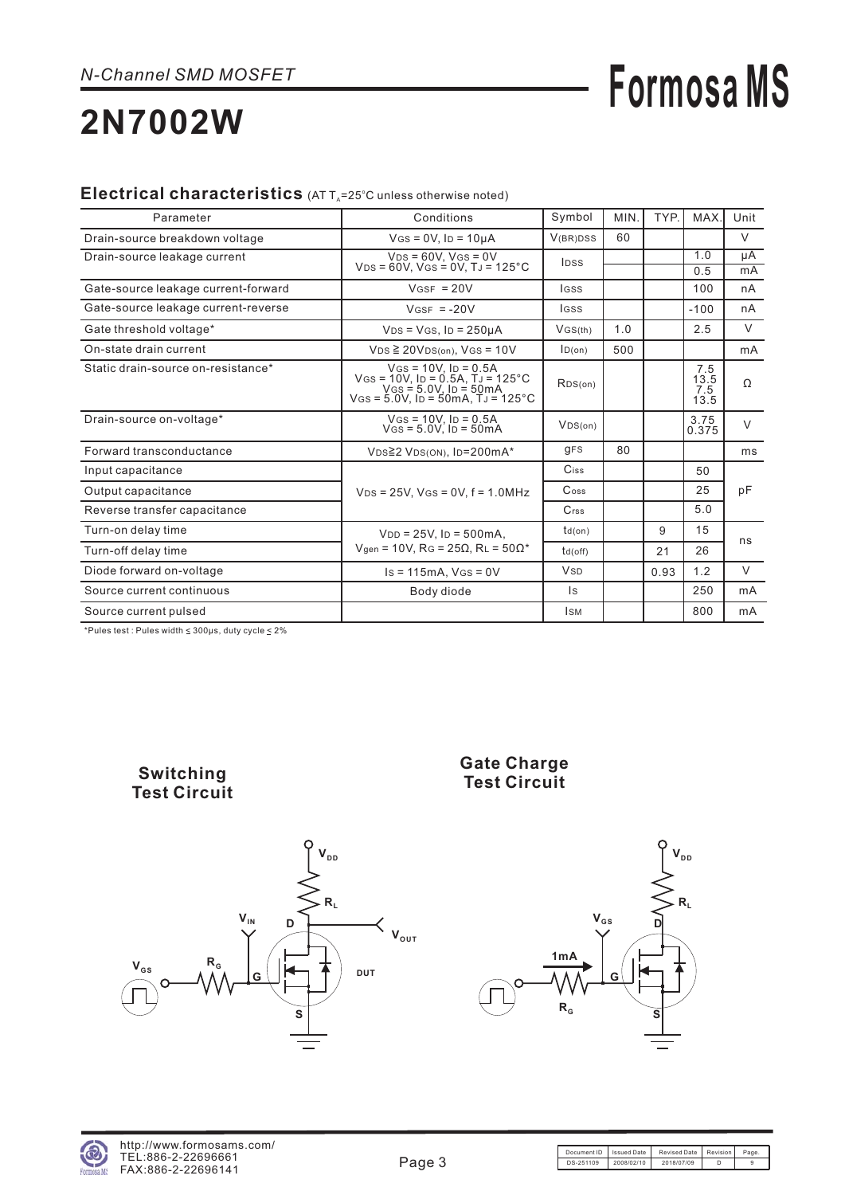*N-Channel SMD MOSFET*

# 2N7002W

## Electrical characteristics (AT $T_A$=25°C unless otherwise noted)

| Parameter | Conditions | Symbol | MIN. | TYP. | MAX. | Unit |
|---|---|---|---|---|---|---|
| Drain-source breakdown voltage | $V_{GS}$ = 0V, $I_D$ = 10μA | $V_{(BR)DSS}$ | 60 | | | V |
| Drain-source leakage current | $V_{DS}$ = 60V, $V_{GS}$ = 0V<br>$V_{DS}$ = 60V, $V_{GS}$ = 0V, $T_J$ = 125°C | $I_{DSS}$ | | | 1.0<br>0.5 | μA<br>mA |
| Gate-source leakage current-forward | $V_{GSF}$ = 20V | $I_{GSS}$ | | | 100 | nA |
| Gate-source leakage current-reverse | $V_{GSF}$ = -20V | $I_{GSS}$ | | | -100 | nA |
| Gate threshold voltage* | $V_{DS}$ = $V_{GS}$, $I_D$ = 250μA | $V_{GS(th)}$ | 1.0 | | 2.5 | V |
| On-state drain current | $V_{DS}$ ≧ 20$V_{DS(on)}$, $V_{GS}$ = 10V | $I_{D(on)}$ | 500 | | | mA |
| Static drain-source on-resistance* | $V_{GS}$ = 10V, $I_D$ = 0.5A<br>$V_{GS}$ = 10V, $I_D$ = 0.5A, $T_J$ = 125°C<br>$V_{GS}$ = 5.0V, $I_D$ = 50mA<br>$V_{GS}$ = 5.0V, $I_D$ = 50mA, $T_J$ = 125°C | $R_{DS(on)}$ | | | 7.5<br>13.5<br>7.5<br>13.5 | Ω |
| Drain-source on-voltage* | $V_{GS}$ = 10V, $I_D$ = 0.5A<br>$V_{GS}$ = 5.0V, $I_D$ = 50mA | $V_{DS(on)}$ | | | 3.75<br>0.375 | V |
| Forward transconductance | $V_{DS}$≧2 $V_{DS(ON)}$, $I_D$=200mA* | $g_{FS}$ | 80 | | | ms |
| Input capacitance | $V_{DS}$ = 25V, $V_{GS}$ = 0V, f = 1.0MHz | $C_{iss}$ | | | 50 | pF |
| Output capacitance | | $C_{oss}$ | | | 25 | |
| Reverse transfer capacitance | | $C_{rss}$ | | | 5.0 | |
| Turn-on delay time | $V_{DD}$ = 25V, $I_D$ = 500mA,<br>$V_{gen}$ = 10V, $R_G$ = 25Ω, $R_L$ = 50Ω* | $t_{d(on)}$ | | 9 | 15 | ns |
| Turn-off delay time | | $t_{d(off)}$ | | 21 | 26 | |
| Diode forward on-voltage | $I_S$ = 115mA, $V_{GS}$ = 0V | $V_{SD}$ | | 0.93 | 1.2 | V |
| Source current continuous | Body diode | $I_S$ | | | 250 | mA |
| Source current pulsed | | $I_{SM}$ | | | 800 | mA |

*Pules test : Pules width ≤ 300μs, duty cycle ≤ 2%

**Switching Test Circuit**

**Gate Charge Test Circuit**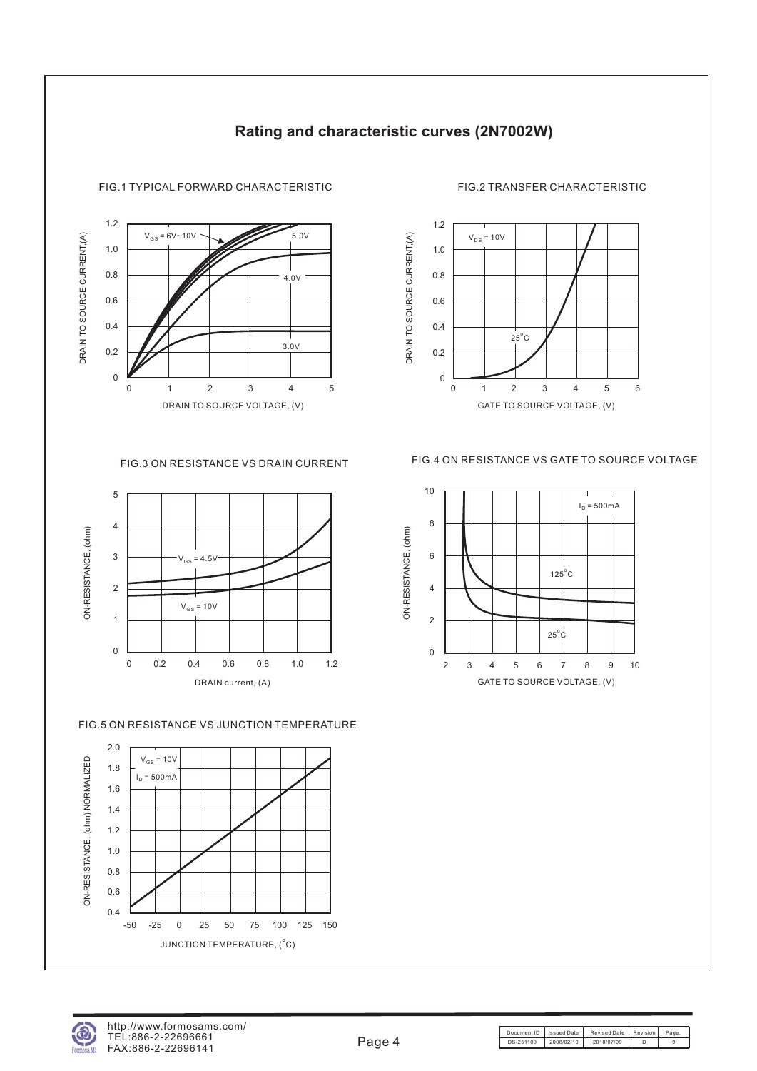# Rating and characteristic curves (2N7002W)

FIG.1 TYPICAL FORWARD CHARACTERISTIC

FIG.2 TRANSFER CHARACTERISTIC

FIG.3 ON RESISTANCE VS DRAIN CURRENT

FIG.4 ON RESISTANCE VS GATE TO SOURCE VOLTAGE

FIG.5 ON RESISTANCE VS JUNCTION TEMPERATURE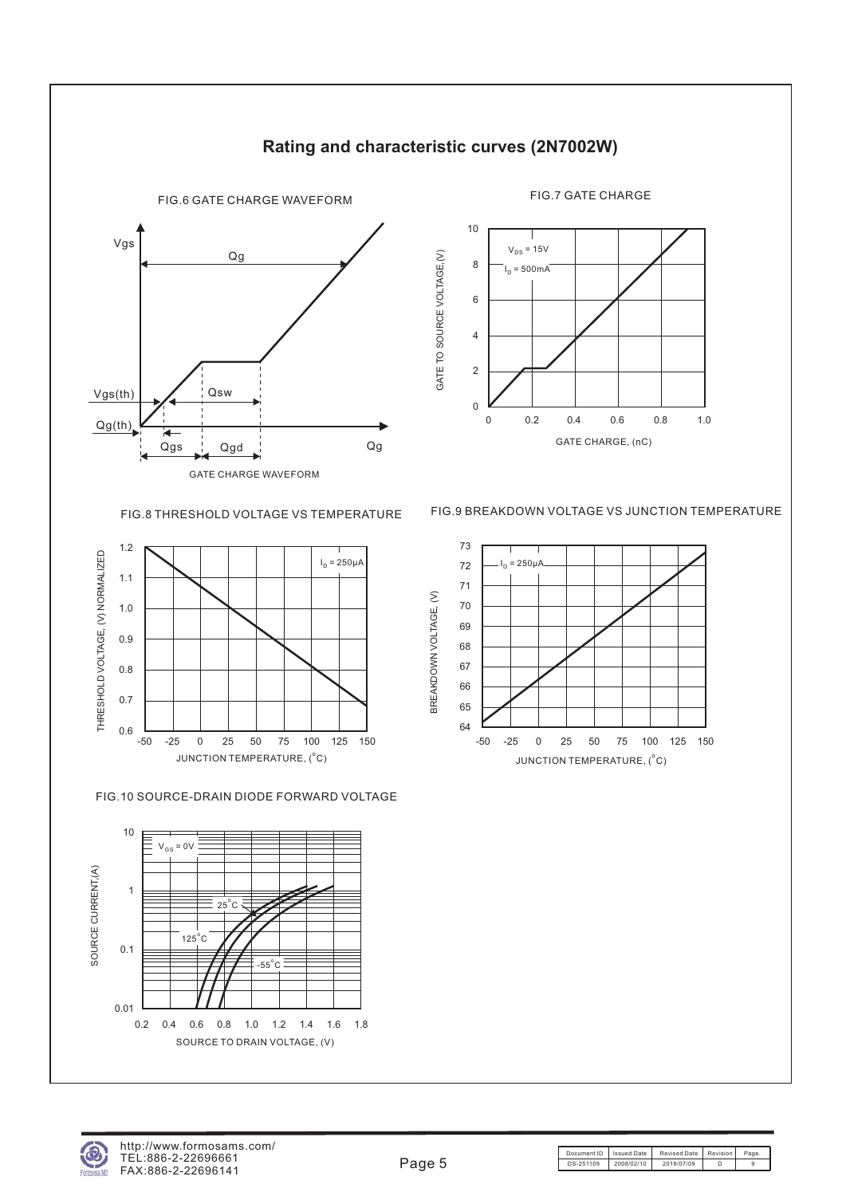# Rating and characteristic curves (2N7002W)

FIG.6 GATE CHARGE WAVEFORM

Vgs

Qg

Vgs(th)

Qsw

Qg(th)

Qgs

Qgd

Qg

GATE CHARGE WAVEFORM

FIG.7 GATE CHARGE

$V_{DS}$ = 15V

$I_D$ = 500mA

GATE TO SOURCE VOLTAGE,(V)

GATE CHARGE, (nC)

FIG.8 THRESHOLD VOLTAGE VS TEMPERATURE

$I_D$ = 250μA

THRESHOLD VOLTAGE, (V) NORMALIZED

JUNCTION TEMPERATURE, (°C)

FIG.9 BREAKDOWN VOLTAGE VS JUNCTION TEMPERATURE

$I_D$ = 250μA

BREAKDOWN VOLTAGE, (V)

JUNCTION TEMPERATURE, (°C)

FIG.10 SOURCE-DRAIN DIODE FORWARD VOLTAGE

$V_{GS}$ = 0V

25°C

125°C

-55°C

SOURCE CURRENT,(A)

SOURCE TO DRAIN VOLTAGE, (V)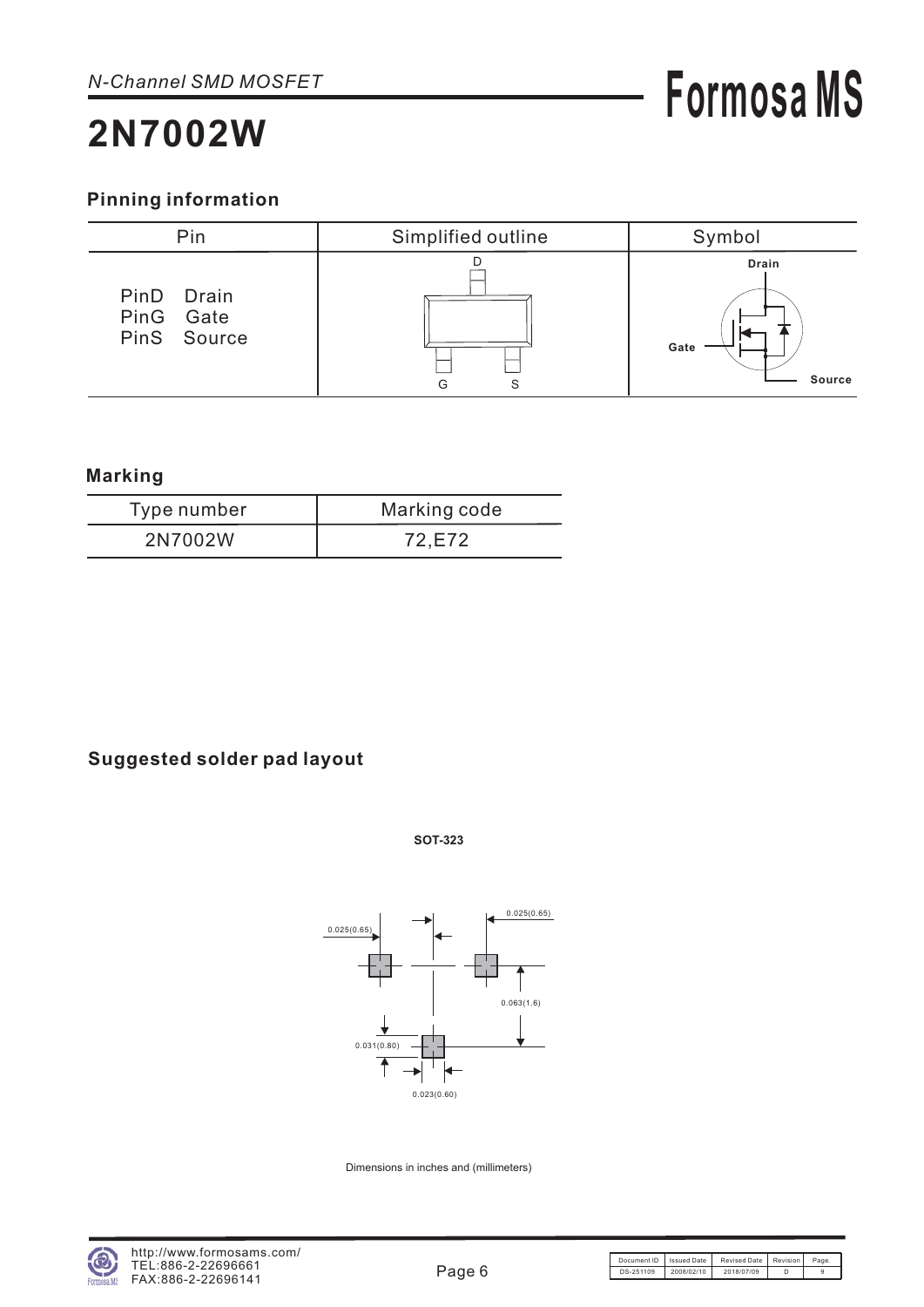*N-Channel SMD MOSFET*

# 2N7002W

## Pinning information

| Pin | Simplified outline | Symbol |
|---|---|---|
| PinD Drain<br>PinG Gate<br>PinS Source | D<br>G S | Drain<br>Gate<br>Source |

## Marking

| Type number | Marking code |
|---|---|
| 2N7002W | 72,E72 |

## Suggested solder pad layout

**SOT-323**

0.025(0.65)

0.025(0.65)

0.063(1.6)

0.031(0.80)

0.023(0.60)

Dimensions in inches and (millimeters)

http://www.formosams.com/
TEL:886-2-22696661
FAX:886-2-22696141

| Document ID | Issued Date | Revised Date | Revision | Page. |
|---|---|---|---|---|
| DS-251109 | 2008/02/10 | 2018/07/09 | D | 9 |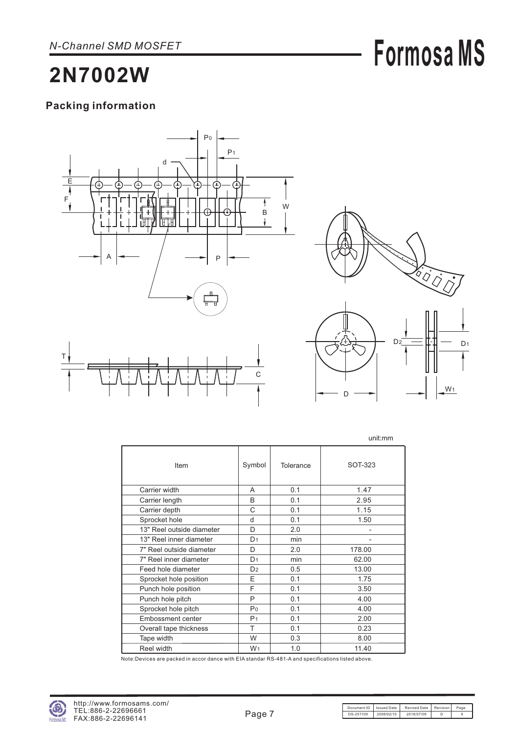# 2N7002W

## Packing information

unit:mm

| Item | Symbol | Tolerance | SOT-323 |
|---|---|---|---|
| Carrier width | A | 0.1 | 1.47 |
| Carrier length | B | 0.1 | 2.95 |
| Carrier depth | C | 0.1 | 1.15 |
| Sprocket hole | d | 0.1 | 1.50 |
| 13" Reel outside diameter | D | 2.0 | - |
| 13" Reel inner diameter | $D_1$ | min | - |
| 7" Reel outside diameter | D | 2.0 | 178.00 |
| 7" Reel inner diameter | $D_1$ | min | 62.00 |
| Feed hole diameter | $D_2$ | 0.5 | 13.00 |
| Sprocket hole position | E | 0.1 | 1.75 |
| Punch hole position | F | 0.1 | 3.50 |
| Punch hole pitch | P | 0.1 | 4.00 |
| Sprocket hole pitch | $P_0$ | 0.1 | 4.00 |
| Embossment center | $P_1$ | 0.1 | 2.00 |
| Overall tape thickness | T | 0.1 | 0.23 |
| Tape width | W | 0.3 | 8.00 |
| Reel width | $W_1$ | 1.0 | 11.40 |

Note:Devices are packed in accor dance with EIA standar RS-481-A and specifications listed above.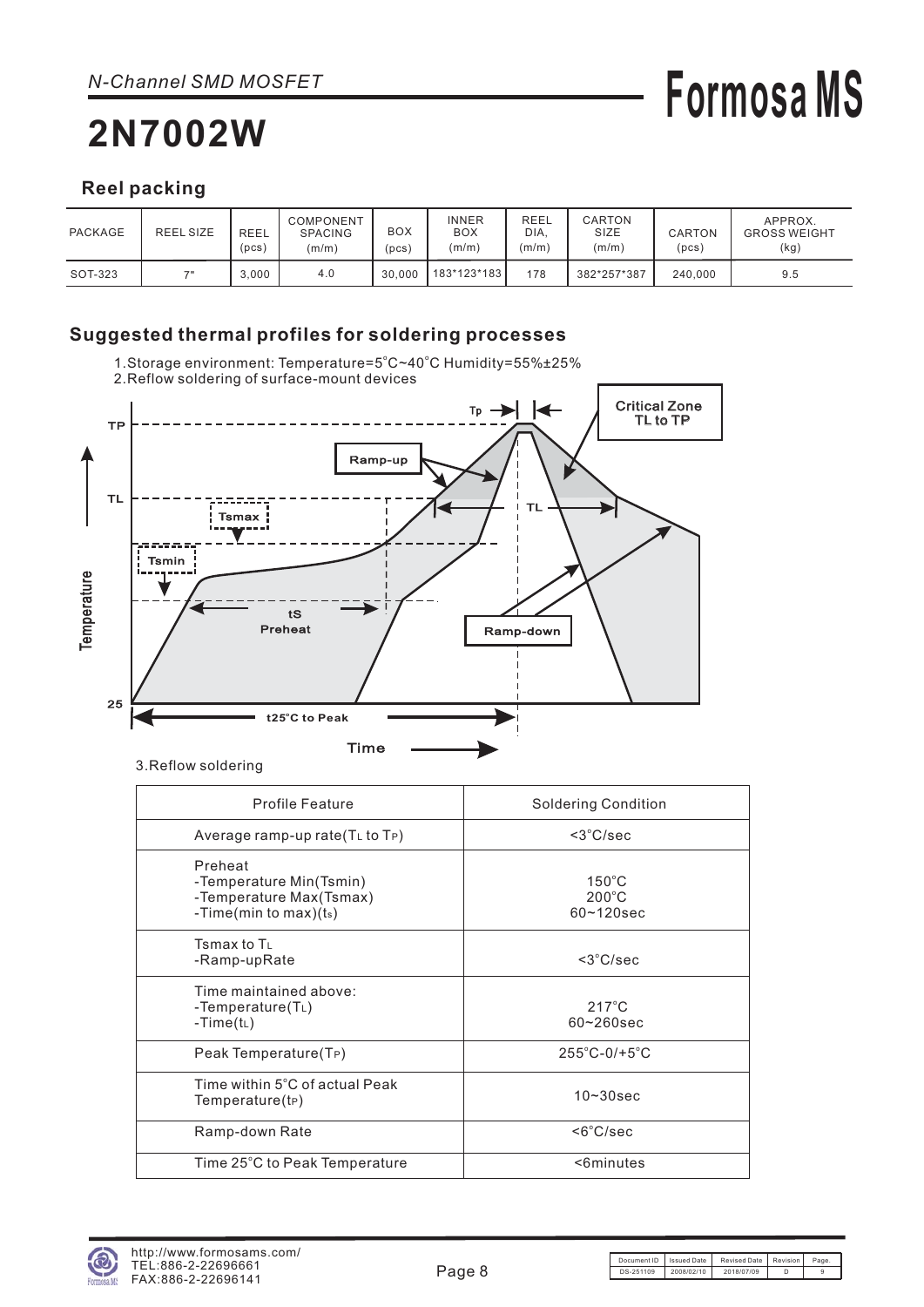*N-Channel SMD MOSFET*

# 2N7002W

## Reel packing

| PACKAGE | REEL SIZE | REEL (pcs) | COMPONENT SPACING (m/m) | BOX (pcs) | INNER BOX (m/m) | REEL DIA. (m/m) | CARTON SIZE (m/m) | CARTON (pcs) | APPROX. GROSS WEIGHT (kg) |
|---|---|---|---|---|---|---|---|---|---|
| SOT-323 | 7" | 3,000 | 4.0 | 30,000 | 183*123*183 | 178 | 382*257*387 | 240,000 | 9.5 |

## Suggested thermal profiles for soldering processes

1. Storage environment: Temperature=5°C~40°C Humidity=55%±25%
2. Reflow soldering of surface-mount devices

3. Reflow soldering

| Profile Feature | Soldering Condition |
|---|---|
| Average ramp-up rate($T_L$ to $T_P$) | <3°C/sec |
| Preheat<br>-Temperature Min(Tsmin)<br>-Temperature Max(Tsmax)<br>-Time(min to max)($t_s$) | 150°C<br>200°C<br>60~120sec |
| Tsmax to $T_L$<br>-Ramp-upRate | <3°C/sec |
| Time maintained above:<br>-Temperature($T_L$)<br>-Time($t_L$) | 217°C<br>60~260sec |
| Peak Temperature($T_P$) | 255°C-0/+5°C |
| Time within 5°C of actual Peak Temperature($t_P$) | 10~30sec |
| Ramp-down Rate | <6°C/sec |
| Time 25°C to Peak Temperature | <6minutes |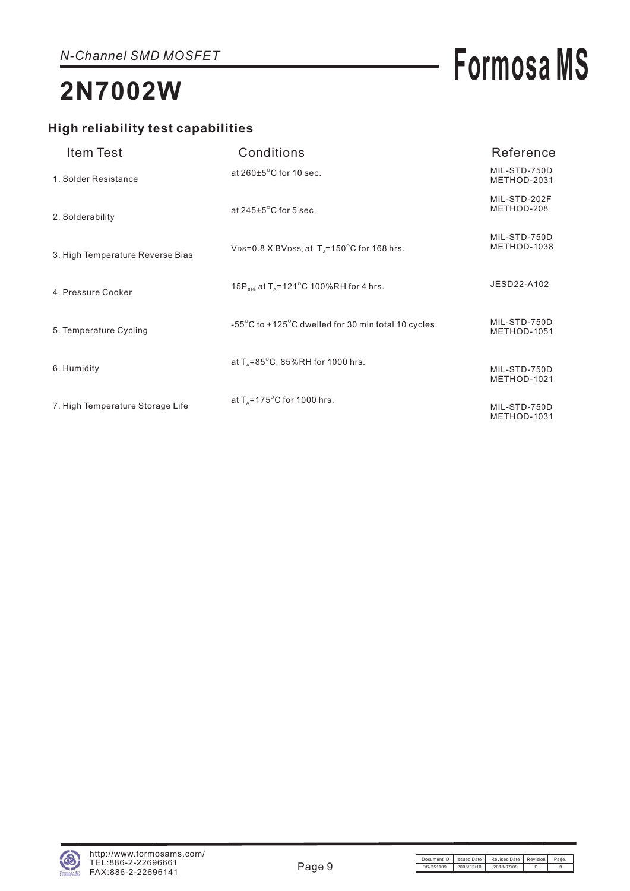## High reliability test capabilities

| Item Test | Conditions | Reference |
| --- | --- | --- |
| 1. Solder Resistance | at 260±5°C for 10 sec. | MIL-STD-750D METHOD-2031 |
| 2. Solderability | at 245±5°C for 5 sec. | MIL-STD-202F METHOD-208 |
| 3. High Temperature Reverse Bias | $V_{DS}$=0.8 X $BV_{DSS}$, at $T_J$=150°C for 168 hrs. | MIL-STD-750D METHOD-1038 |
| 4. Pressure Cooker | 15$P_{SIG}$ at $T_A$=121°C 100%RH for 4 hrs. | JESD22-A102 |
| 5. Temperature Cycling | -55°C to +125°C dwelled for 30 min total 10 cycles. | MIL-STD-750D METHOD-1051 |
| 6. Humidity | at $T_A$=85°C, 85%RH for 1000 hrs. | MIL-STD-750D METHOD-1021 |
| 7. High Temperature Storage Life | at $T_A$=175°C for 1000 hrs. | MIL-STD-750D METHOD-1031 |